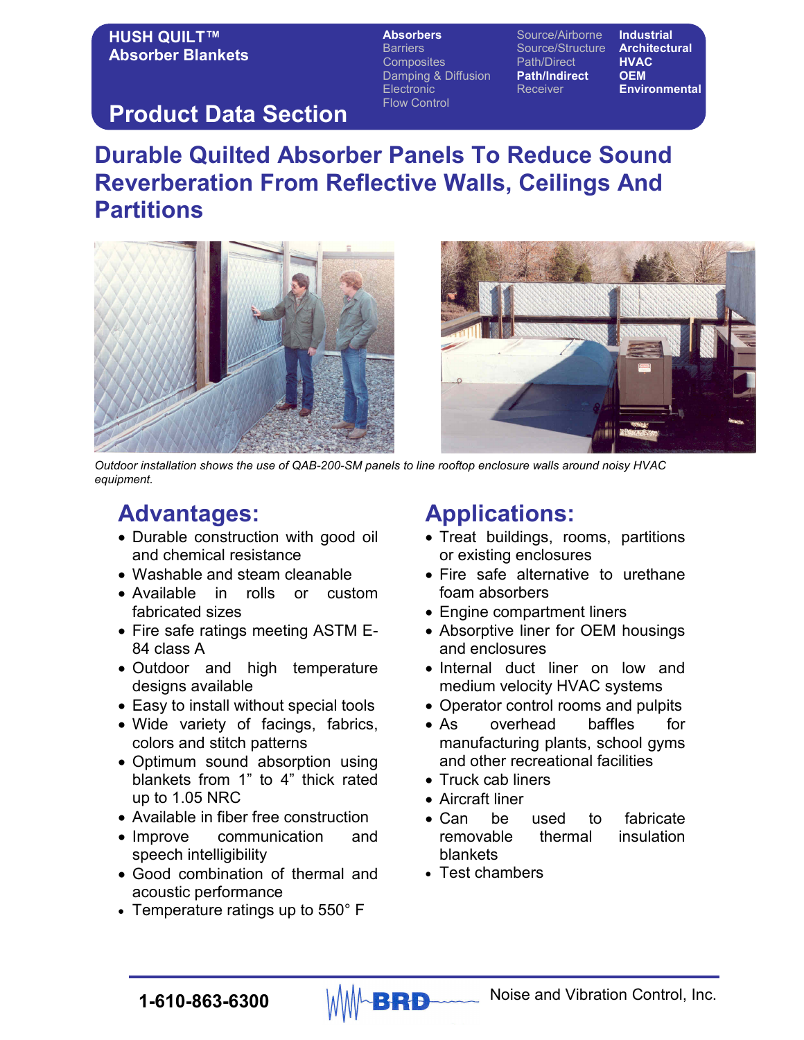**HUSH QUILT™ Absorber Blankets**

**Absorbers**
Barriers
Composites
Damping & Diffusion
Electronic
Flow Control

Source/Airborne
Source/Structure
Path/Direct
**Path/Indirect**
Receiver

**Industrial**
**Architectural**
**HVAC**
**OEM**
**Environmental**

## Product Data Section

# Durable Quilted Absorber Panels To Reduce Sound Reverberation From Reflective Walls, Ceilings And Partitions

*Outdoor installation shows the use of QAB-200-SM panels to line rooftop enclosure walls around noisy HVAC equipment.*

## Advantages:

- Durable construction with good oil and chemical resistance
- Washable and steam cleanable
- Available in rolls or custom fabricated sizes
- Fire safe ratings meeting ASTM E-84 class A
- Outdoor and high temperature designs available
- Easy to install without special tools
- Wide variety of facings, fabrics, colors and stitch patterns
- Optimum sound absorption using blankets from 1" to 4" thick rated up to 1.05 NRC
- Available in fiber free construction
- Improve communication and speech intelligibility
- Good combination of thermal and acoustic performance
- Temperature ratings up to 550° F

## Applications:

- Treat buildings, rooms, partitions or existing enclosures
- Fire safe alternative to urethane foam absorbers
- Engine compartment liners
- Absorptive liner for OEM housings and enclosures
- Internal duct liner on low and medium velocity HVAC systems
- Operator control rooms and pulpits
- As overhead baffles for manufacturing plants, school gyms and other recreational facilities
- Truck cab liners
- Aircraft liner
- Can be used to fabricate removable thermal insulation blankets
- Test chambers

**1-610-863-6300** BRD Noise and Vibration Control, Inc.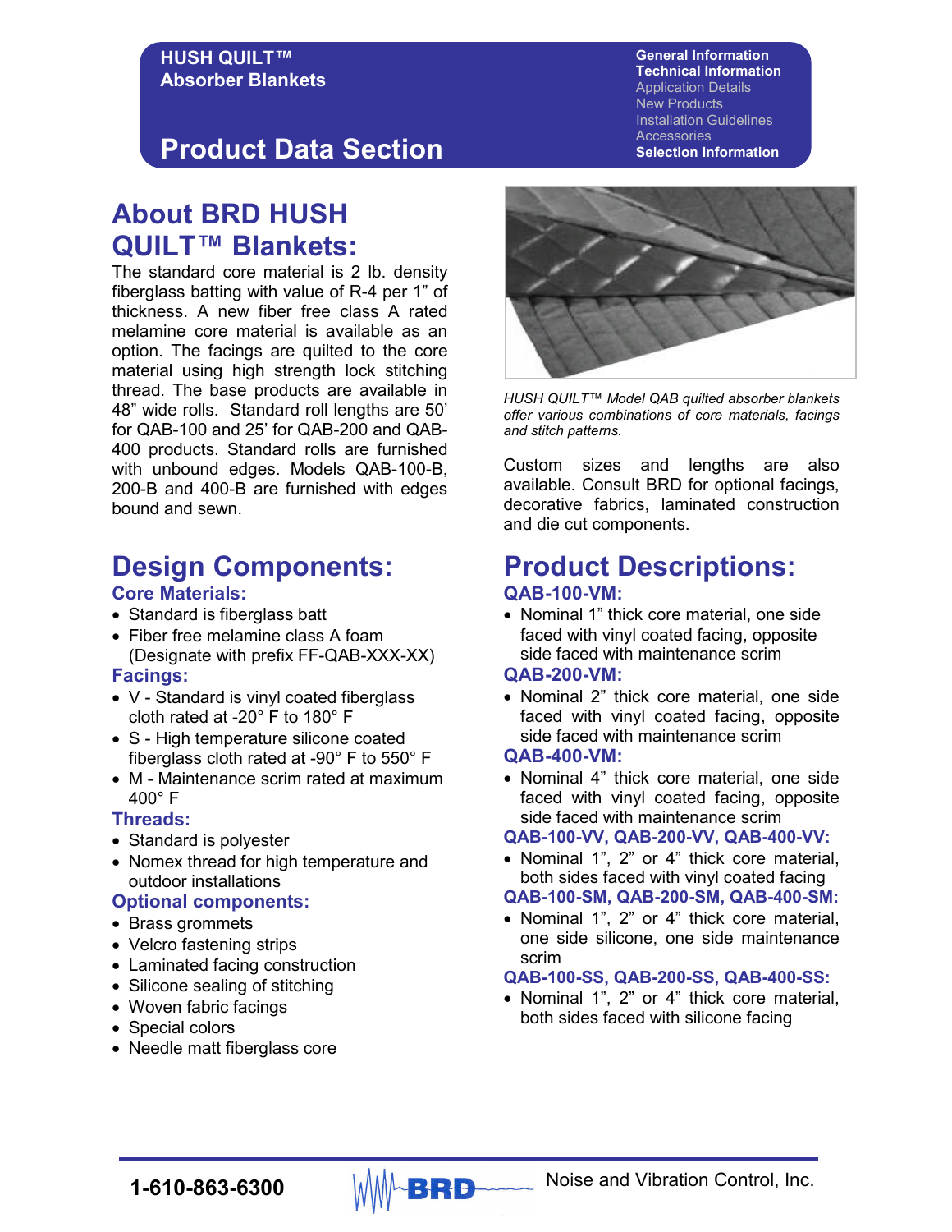# HUSH QUILT™ Absorber Blankets

## Product Data Section

## About BRD HUSH QUILT™ Blankets:

The standard core material is 2 lb. density fiberglass batting with value of R-4 per 1” of thickness. A new fiber free class A rated melamine core material is available as an option. The facings are quilted to the core material using high strength lock stitching thread. The base products are available in 48” wide rolls. Standard roll lengths are 50’ for QAB-100 and 25’ for QAB-200 and QAB-400 products. Standard rolls are furnished with unbound edges. Models QAB-100-B, 200-B and 400-B are furnished with edges bound and sewn.

*HUSH QUILT™ Model QAB quilted absorber blankets offer various combinations of core materials, facings and stitch patterns.*

Custom sizes and lengths are also available. Consult BRD for optional facings, decorative fabrics, laminated construction and die cut components.

## Design Components:

### Core Materials:

- Standard is fiberglass batt
- Fiber free melamine class A foam (Designate with prefix FF-QAB-XXX-XX)

### Facings:

- V - Standard is vinyl coated fiberglass cloth rated at -20° F to 180° F
- S - High temperature silicone coated fiberglass cloth rated at -90° F to 550° F
- M - Maintenance scrim rated at maximum 400° F

### Threads:

- Standard is polyester
- Nomex thread for high temperature and outdoor installations

### Optional components:

- Brass grommets
- Velcro fastening strips
- Laminated facing construction
- Silicone sealing of stitching
- Woven fabric facings
- Special colors
- Needle matt fiberglass core

## Product Descriptions:

### QAB-100-VM:

- Nominal 1” thick core material, one side faced with vinyl coated facing, opposite side faced with maintenance scrim

### QAB-200-VM:

- Nominal 2” thick core material, one side faced with vinyl coated facing, opposite side faced with maintenance scrim

### QAB-400-VM:

- Nominal 4” thick core material, one side faced with vinyl coated facing, opposite side faced with maintenance scrim

### QAB-100-VV, QAB-200-VV, QAB-400-VV:

- Nominal 1”, 2” or 4” thick core material, both sides faced with vinyl coated facing

### QAB-100-SM, QAB-200-SM, QAB-400-SM:

- Nominal 1”, 2” or 4” thick core material, one side silicone, one side maintenance scrim

### QAB-100-SS, QAB-200-SS, QAB-400-SS:

- Nominal 1”, 2” or 4” thick core material, both sides faced with silicone facing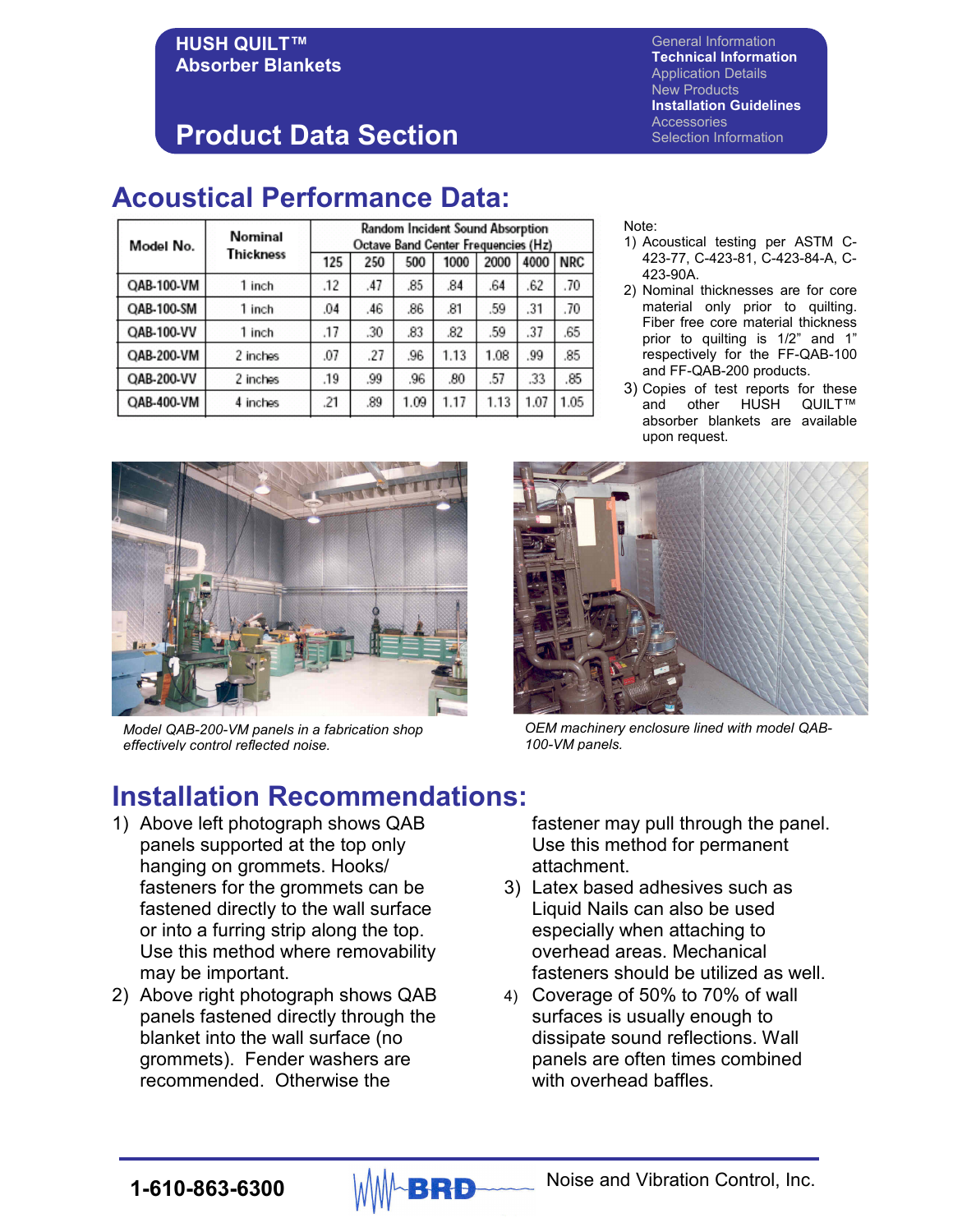# HUSH QUILT™ Absorber Blankets

## Product Data Section

General Information
**Technical Information**
Application Details
New Products
**Installation Guidelines**
Accessories
Selection Information

## Acoustical Performance Data:

| Model No. | Nominal Thickness | Random Incident Sound Absorption Octave Band Center Frequencies (Hz) | | | | | | |
|---|---|---|---|---|---|---|---|---|
| | | 125 | 250 | 500 | 1000 | 2000 | 4000 | NRC |
| QAB-100-VM | 1 inch | .12 | .47 | .85 | .84 | .64 | .62 | .70 |
| QAB-100-SM | 1 inch | .04 | .46 | .86 | .81 | .59 | .31 | .70 |
| QAB-100-VV | 1 inch | .17 | .30 | .83 | .82 | .59 | .37 | .65 |
| QAB-200-VM | 2 inches | .07 | .27 | .96 | 1.13 | 1.08 | .99 | .85 |
| QAB-200-VV | 2 inches | .19 | .99 | .96 | .80 | .57 | .33 | .85 |
| QAB-400-VM | 4 inches | .21 | .89 | 1.09 | 1.17 | 1.13 | 1.07 | 1.05 |

Note:
1) Acoustical testing per ASTM C-423-77, C-423-81, C-423-84-A, C-423-90A.
2) Nominal thicknesses are for core material only prior to quilting. Fiber free core material thickness prior to quilting is 1/2" and 1" respectively for the FF-QAB-100 and FF-QAB-200 products.
3) Copies of test reports for these and other HUSH QUILT™ absorber blankets are available upon request.

*Model QAB-200-VM panels in a fabrication shop effectively control reflected noise.*

*OEM machinery enclosure lined with model QAB-100-VM panels.*

## Installation Recommendations:

1) Above left photograph shows QAB panels supported at the top only hanging on grommets. Hooks/ fasteners for the grommets can be fastened directly to the wall surface or into a furring strip along the top. Use this method where removability may be important.
2) Above right photograph shows QAB panels fastened directly through the blanket into the wall surface (no grommets). Fender washers are recommended. Otherwise the fastener may pull through the panel. Use this method for permanent attachment.
3) Latex based adhesives such as Liquid Nails can also be used especially when attaching to overhead areas. Mechanical fasteners should be utilized as well.
4) Coverage of 50% to 70% of wall surfaces is usually enough to dissipate sound reflections. Wall panels are often times combined with overhead baffles.

**1-610-863-6300** BRD Noise and Vibration Control, Inc.